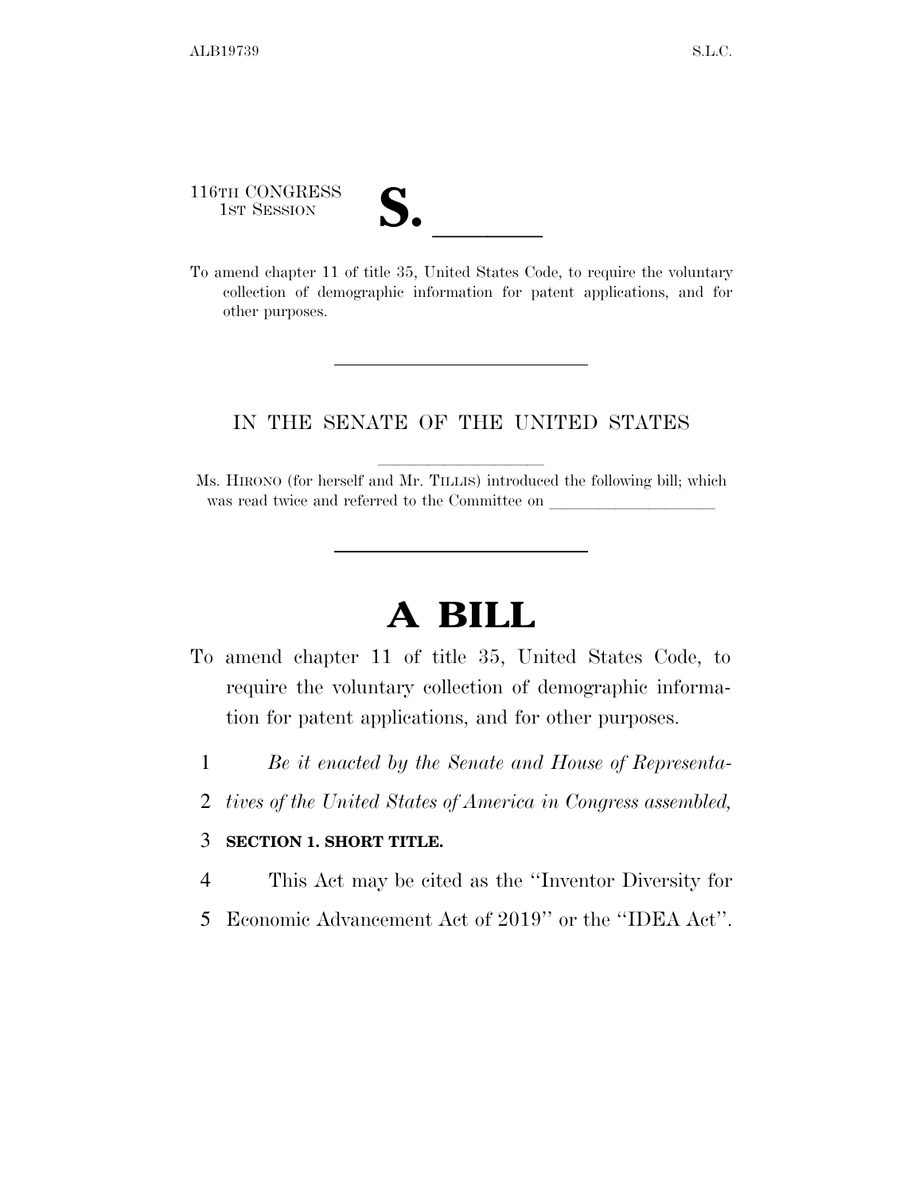116TH CONGRESS
1ST SESSION

# S. ______

To amend chapter 11 of title 35, United States Code, to require the voluntary collection of demographic information for patent applications, and for other purposes.

---

IN THE SENATE OF THE UNITED STATES

Ms. HIRONO (for herself and Mr. TILLIS) introduced the following bill; which was read twice and referred to the Committee on ______________________

---

# A BILL

To amend chapter 11 of title 35, United States Code, to require the voluntary collection of demographic information for patent applications, and for other purposes.

1 *Be it enacted by the Senate and House of Representa-*
2 *tives of the United States of America in Congress assembled,*

3 **SECTION 1. SHORT TITLE.**

4 This Act may be cited as the ''Inventor Diversity for
5 Economic Advancement Act of 2019'' or the ''IDEA Act''.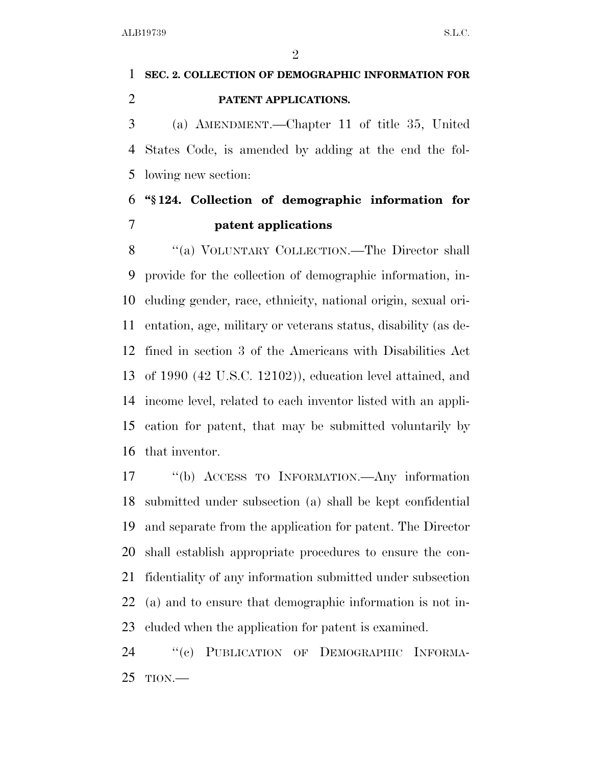**SEC. 2. COLLECTION OF DEMOGRAPHIC INFORMATION FOR PATENT APPLICATIONS.**

(a) AMENDMENT.—Chapter 11 of title 35, United States Code, is amended by adding at the end the following new section:

**"§ 124. Collection of demographic information for patent applications**

"(a) VOLUNTARY COLLECTION.—The Director shall provide for the collection of demographic information, including gender, race, ethnicity, national origin, sexual orientation, age, military or veterans status, disability (as defined in section 3 of the Americans with Disabilities Act of 1990 (42 U.S.C. 12102)), education level attained, and income level, related to each inventor listed with an application for patent, that may be submitted voluntarily by that inventor.

"(b) ACCESS TO INFORMATION.—Any information submitted under subsection (a) shall be kept confidential and separate from the application for patent. The Director shall establish appropriate procedures to ensure the confidentiality of any information submitted under subsection (a) and to ensure that demographic information is not included when the application for patent is examined.

"(c) PUBLICATION OF DEMOGRAPHIC INFORMATION.—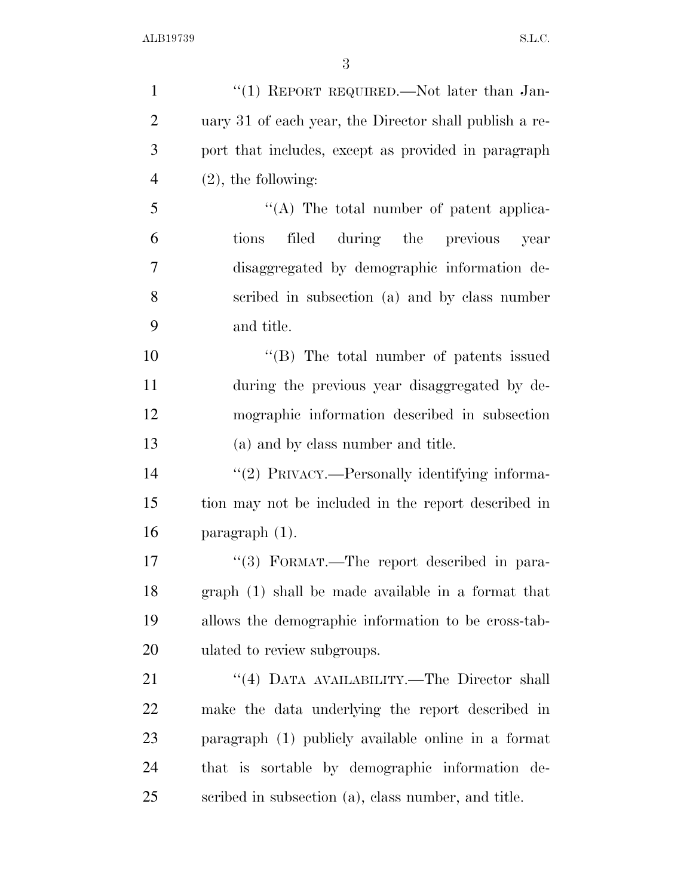"(1) REPORT REQUIRED.—Not later than January 31 of each year, the Director shall publish a report that includes, except as provided in paragraph (2), the following:

"(A) The total number of patent applications filed during the previous year disaggregated by demographic information described in subsection (a) and by class number and title.

"(B) The total number of patents issued during the previous year disaggregated by demographic information described in subsection (a) and by class number and title.

"(2) PRIVACY.—Personally identifying information may not be included in the report described in paragraph (1).

"(3) FORMAT.—The report described in paragraph (1) shall be made available in a format that allows the demographic information to be cross-tabulated to review subgroups.

"(4) DATA AVAILABILITY.—The Director shall make the data underlying the report described in paragraph (1) publicly available online in a format that is sortable by demographic information described in subsection (a), class number, and title.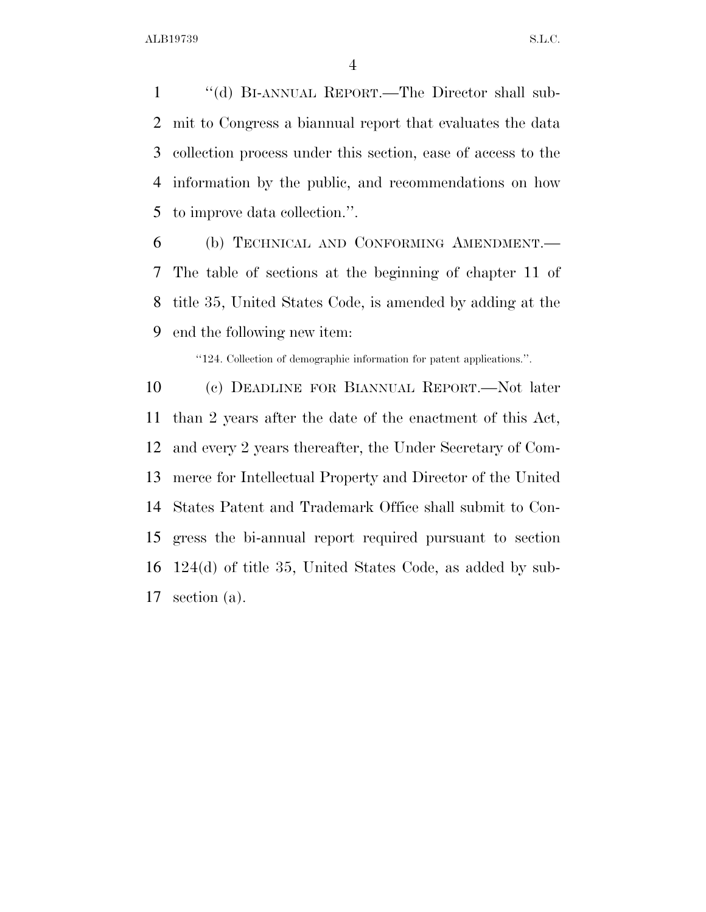"(d) BI-ANNUAL REPORT.—The Director shall submit to Congress a biannual report that evaluates the data collection process under this section, ease of access to the information by the public, and recommendations on how to improve data collection.".

(b) TECHNICAL AND CONFORMING AMENDMENT.—The table of sections at the beginning of chapter 11 of title 35, United States Code, is amended by adding at the end the following new item:

"124. Collection of demographic information for patent applications.".

(c) DEADLINE FOR BIANNUAL REPORT.—Not later than 2 years after the date of the enactment of this Act, and every 2 years thereafter, the Under Secretary of Commerce for Intellectual Property and Director of the United States Patent and Trademark Office shall submit to Congress the bi-annual report required pursuant to section 124(d) of title 35, United States Code, as added by subsection (a).